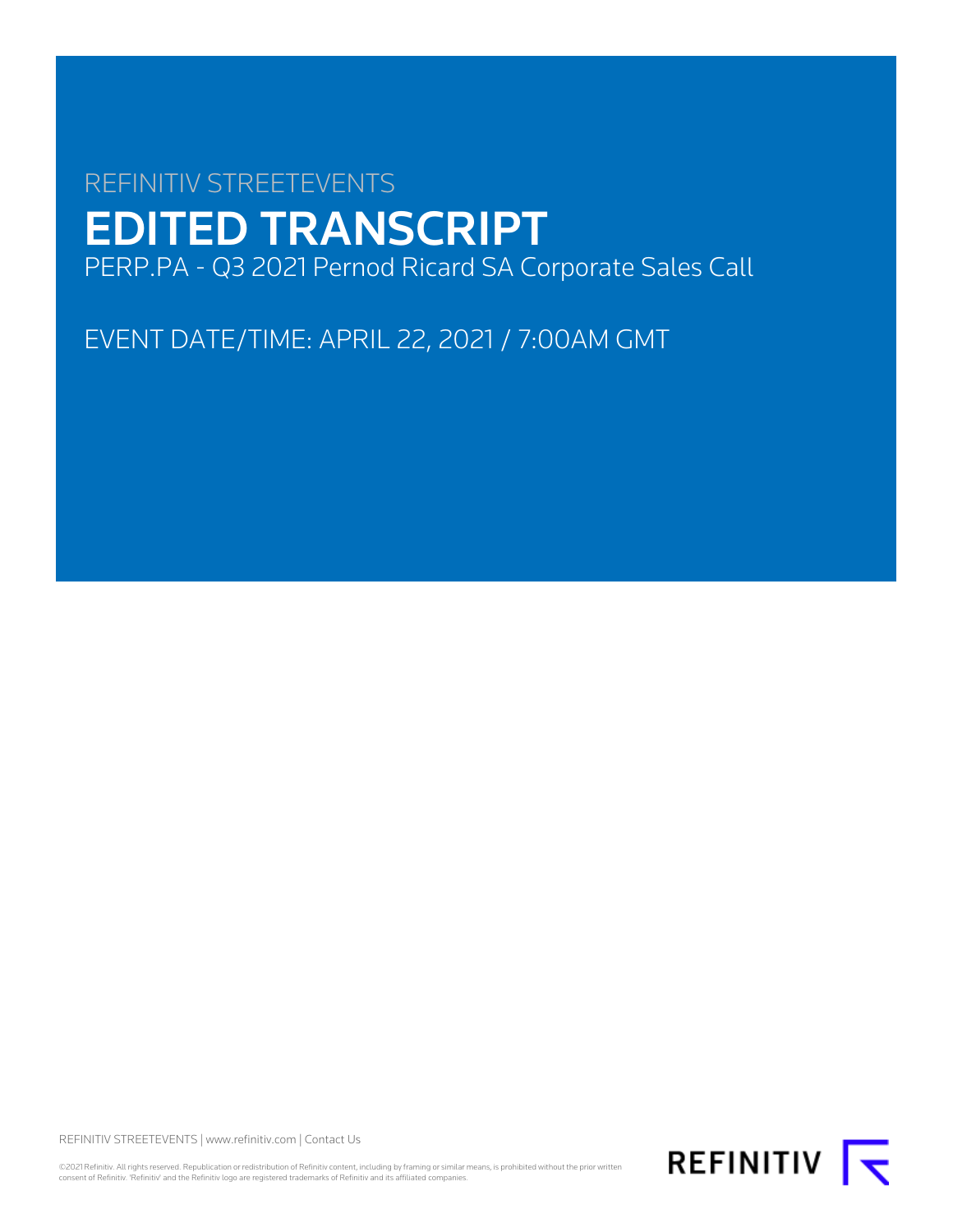REFINITIV STREETEVENTS

# EDITED TRANSCRIPT

PERP.PA - Q3 2021 Pernod Ricard SA Corporate Sales Call

EVENT DATE/TIME: APRIL 22, 2021 / 7:00AM GMT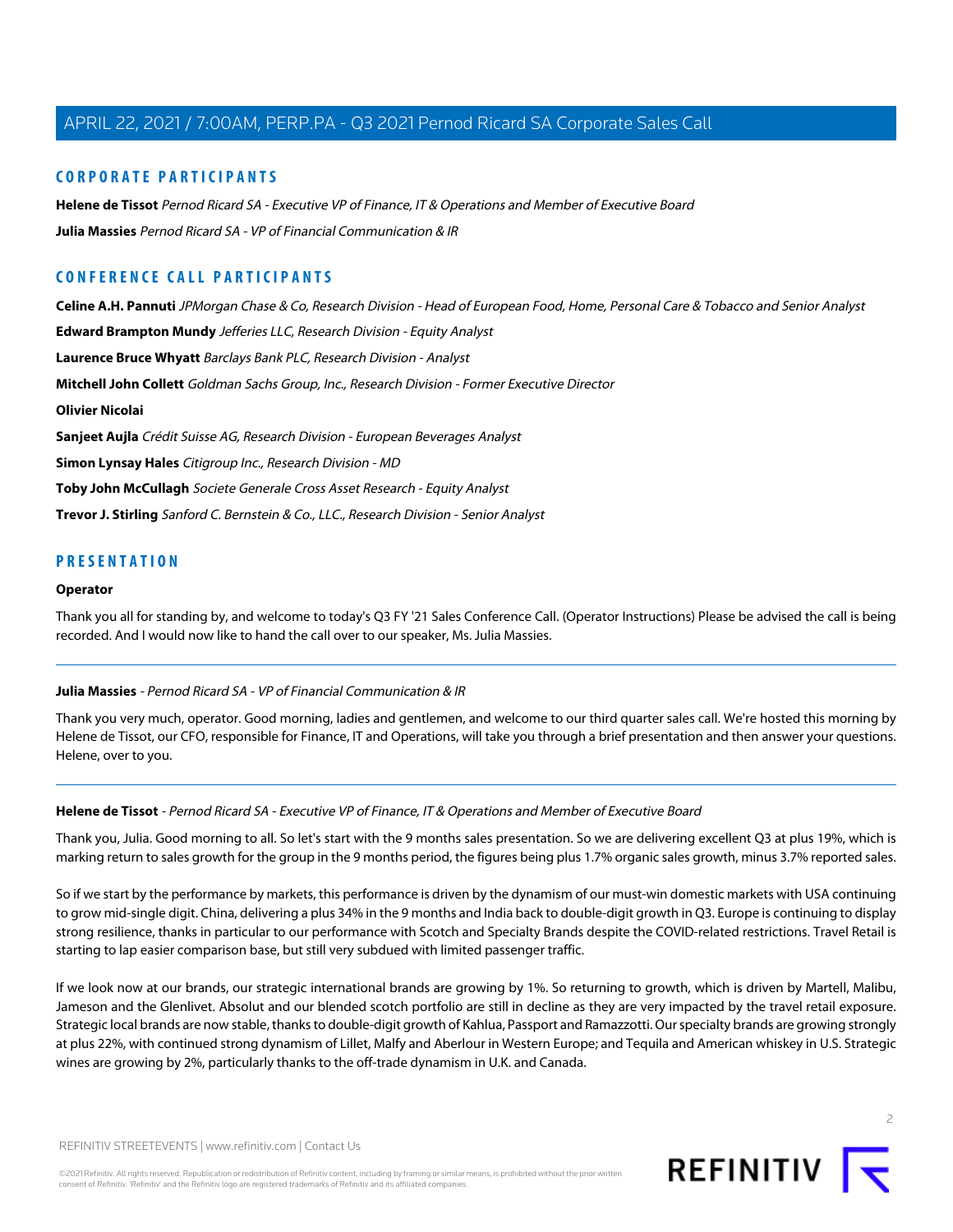## CORPORATE PARTICIPANTS

**Helene de Tissot** *Pernod Ricard SA - Executive VP of Finance, IT & Operations and Member of Executive Board*

**Julia Massies** *Pernod Ricard SA - VP of Financial Communication & IR*

## CONFERENCE CALL PARTICIPANTS

**Celine A.H. Pannuti** *JPMorgan Chase & Co, Research Division - Head of European Food, Home, Personal Care & Tobacco and Senior Analyst*

**Edward Brampton Mundy** *Jefferies LLC, Research Division - Equity Analyst*

**Laurence Bruce Whyatt** *Barclays Bank PLC, Research Division - Analyst*

**Mitchell John Collett** *Goldman Sachs Group, Inc., Research Division - Former Executive Director*

**Olivier Nicolai**

**Sanjeet Aujla** *Crédit Suisse AG, Research Division - European Beverages Analyst*

**Simon Lynsay Hales** *Citigroup Inc., Research Division - MD*

**Toby John McCullagh** *Societe Generale Cross Asset Research - Equity Analyst*

**Trevor J. Stirling** *Sanford C. Bernstein & Co., LLC., Research Division - Senior Analyst*

## PRESENTATION

**Operator**

Thank you all for standing by, and welcome to today's Q3 FY '21 Sales Conference Call. (Operator Instructions) Please be advised the call is being recorded. And I would now like to hand the call over to our speaker, Ms. Julia Massies.

---

**Julia Massies** - *Pernod Ricard SA - VP of Financial Communication & IR*

Thank you very much, operator. Good morning, ladies and gentlemen, and welcome to our third quarter sales call. We're hosted this morning by Helene de Tissot, our CFO, responsible for Finance, IT and Operations, will take you through a brief presentation and then answer your questions. Helene, over to you.

---

**Helene de Tissot** - *Pernod Ricard SA - Executive VP of Finance, IT & Operations and Member of Executive Board*

Thank you, Julia. Good morning to all. So let's start with the 9 months sales presentation. So we are delivering excellent Q3 at plus 19%, which is marking return to sales growth for the group in the 9 months period, the figures being plus 1.7% organic sales growth, minus 3.7% reported sales.

So if we start by the performance by markets, this performance is driven by the dynamism of our must-win domestic markets with USA continuing to grow mid-single digit. China, delivering a plus 34% in the 9 months and India back to double-digit growth in Q3. Europe is continuing to display strong resilience, thanks in particular to our performance with Scotch and Specialty Brands despite the COVID-related restrictions. Travel Retail is starting to lap easier comparison base, but still very subdued with limited passenger traffic.

If we look now at our brands, our strategic international brands are growing by 1%. So returning to growth, which is driven by Martell, Malibu, Jameson and the Glenlivet. Absolut and our blended scotch portfolio are still in decline as they are very impacted by the travel retail exposure. Strategic local brands are now stable, thanks to double-digit growth of Kahlua, Passport and Ramazzotti. Our specialty brands are growing strongly at plus 22%, with continued strong dynamism of Lillet, Malfy and Aberlour in Western Europe; and Tequila and American whiskey in U.S. Strategic wines are growing by 2%, particularly thanks to the off-trade dynamism in U.K. and Canada.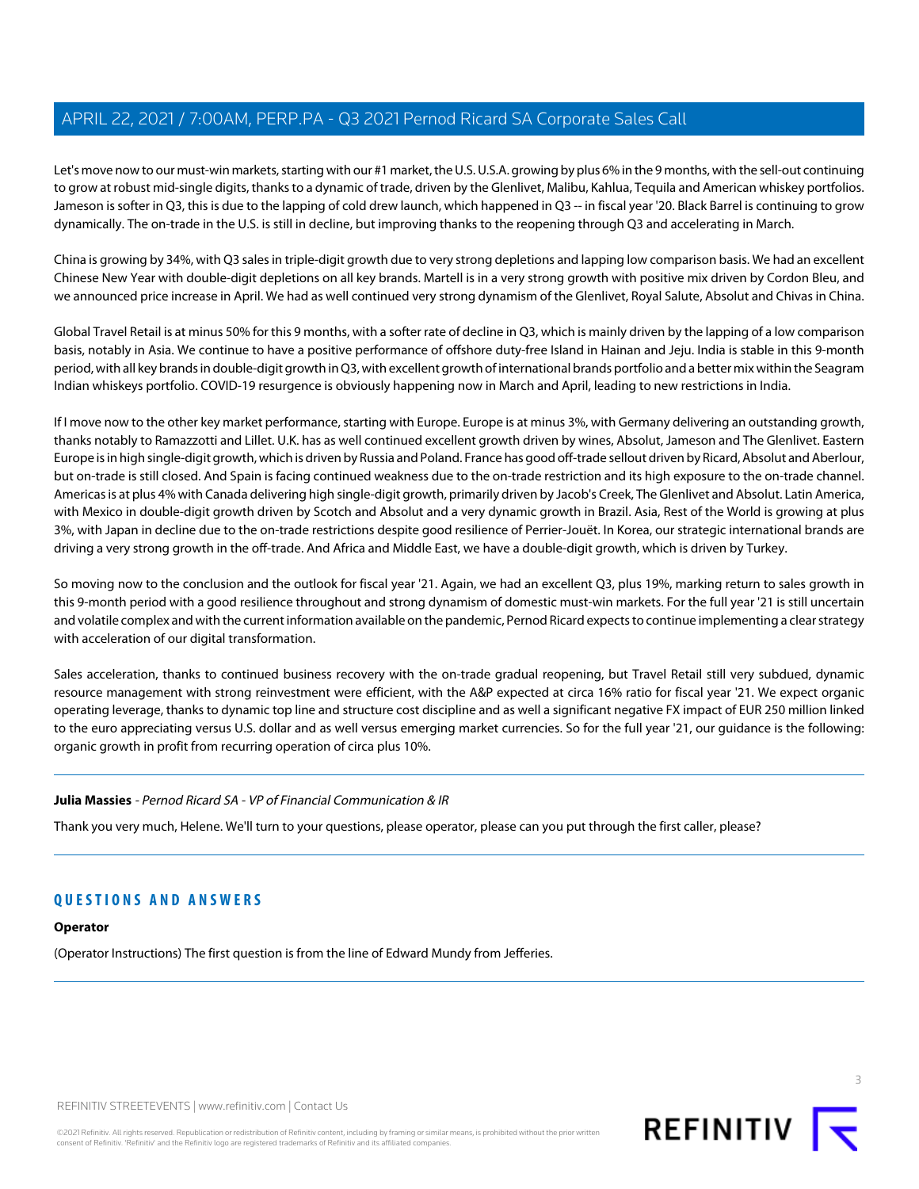Let's move now to our must-win markets, starting with our #1 market, the U.S. U.S.A. growing by plus 6% in the 9 months, with the sell-out continuing to grow at robust mid-single digits, thanks to a dynamic of trade, driven by the Glenlivet, Malibu, Kahlua, Tequila and American whiskey portfolios. Jameson is softer in Q3, this is due to the lapping of cold drew launch, which happened in Q3 -- in fiscal year '20. Black Barrel is continuing to grow dynamically. The on-trade in the U.S. is still in decline, but improving thanks to the reopening through Q3 and accelerating in March.

China is growing by 34%, with Q3 sales in triple-digit growth due to very strong depletions and lapping low comparison basis. We had an excellent Chinese New Year with double-digit depletions on all key brands. Martell is in a very strong growth with positive mix driven by Cordon Bleu, and we announced price increase in April. We had as well continued very strong dynamism of the Glenlivet, Royal Salute, Absolut and Chivas in China.

Global Travel Retail is at minus 50% for this 9 months, with a softer rate of decline in Q3, which is mainly driven by the lapping of a low comparison basis, notably in Asia. We continue to have a positive performance of offshore duty-free Island in Hainan and Jeju. India is stable in this 9-month period, with all key brands in double-digit growth in Q3, with excellent growth of international brands portfolio and a better mix within the Seagram Indian whiskeys portfolio. COVID-19 resurgence is obviously happening now in March and April, leading to new restrictions in India.

If I move now to the other key market performance, starting with Europe. Europe is at minus 3%, with Germany delivering an outstanding growth, thanks notably to Ramazzotti and Lillet. U.K. has as well continued excellent growth driven by wines, Absolut, Jameson and The Glenlivet. Eastern Europe is in high single-digit growth, which is driven by Russia and Poland. France has good off-trade sellout driven by Ricard, Absolut and Aberlour, but on-trade is still closed. And Spain is facing continued weakness due to the on-trade restriction and its high exposure to the on-trade channel. Americas is at plus 4% with Canada delivering high single-digit growth, primarily driven by Jacob's Creek, The Glenlivet and Absolut. Latin America, with Mexico in double-digit growth driven by Scotch and Absolut and a very dynamic growth in Brazil. Asia, Rest of the World is growing at plus 3%, with Japan in decline due to the on-trade restrictions despite good resilience of Perrier-Jouët. In Korea, our strategic international brands are driving a very strong growth in the off-trade. And Africa and Middle East, we have a double-digit growth, which is driven by Turkey.

So moving now to the conclusion and the outlook for fiscal year '21. Again, we had an excellent Q3, plus 19%, marking return to sales growth in this 9-month period with a good resilience throughout and strong dynamism of domestic must-win markets. For the full year '21 is still uncertain and volatile complex and with the current information available on the pandemic, Pernod Ricard expects to continue implementing a clear strategy with acceleration of our digital transformation.

Sales acceleration, thanks to continued business recovery with the on-trade gradual reopening, but Travel Retail still very subdued, dynamic resource management with strong reinvestment were efficient, with the A&P expected at circa 16% ratio for fiscal year '21. We expect organic operating leverage, thanks to dynamic top line and structure cost discipline and as well a significant negative FX impact of EUR 250 million linked to the euro appreciating versus U.S. dollar and as well versus emerging market currencies. So for the full year '21, our guidance is the following: organic growth in profit from recurring operation of circa plus 10%.

---

**Julia Massies** - *Pernod Ricard SA - VP of Financial Communication & IR*

Thank you very much, Helene. We'll turn to your questions, please operator, please can you put through the first caller, please?

---

## QUESTIONS AND ANSWERS

**Operator**

(Operator Instructions) The first question is from the line of Edward Mundy from Jefferies.

---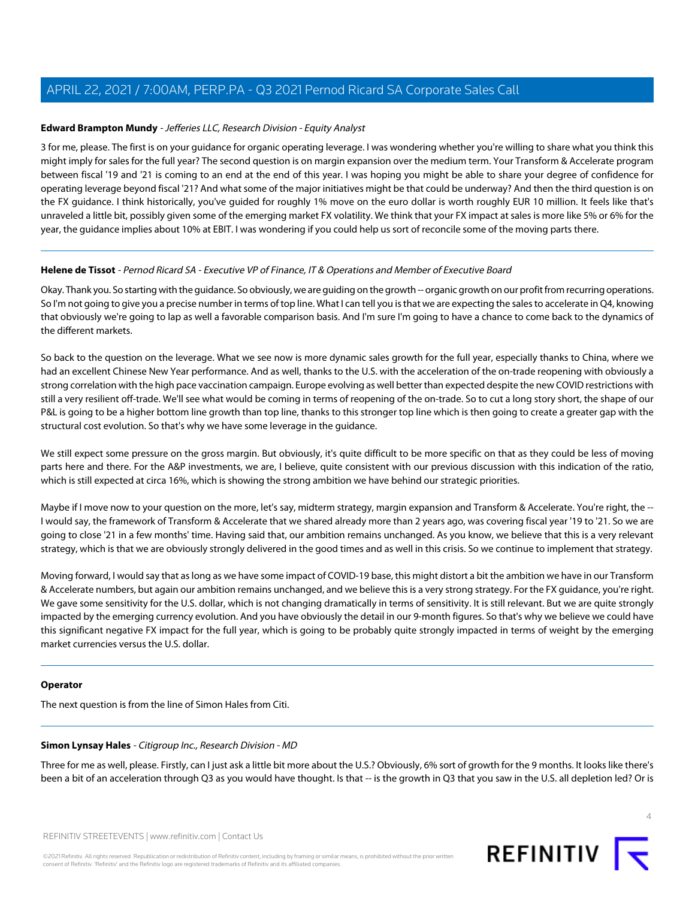**Edward Brampton Mundy** - *Jefferies LLC, Research Division - Equity Analyst*

3 for me, please. The first is on your guidance for organic operating leverage. I was wondering whether you're willing to share what you think this might imply for sales for the full year? The second question is on margin expansion over the medium term. Your Transform & Accelerate program between fiscal '19 and '21 is coming to an end at the end of this year. I was hoping you might be able to share your degree of confidence for operating leverage beyond fiscal '21? And what some of the major initiatives might be that could be underway? And then the third question is on the FX guidance. I think historically, you've guided for roughly 1% move on the euro dollar is worth roughly EUR 10 million. It feels like that's unraveled a little bit, possibly given some of the emerging market FX volatility. We think that your FX impact at sales is more like 5% or 6% for the year, the guidance implies about 10% at EBIT. I was wondering if you could help us sort of reconcile some of the moving parts there.

---

**Helene de Tissot** - *Pernod Ricard SA - Executive VP of Finance, IT & Operations and Member of Executive Board*

Okay. Thank you. So starting with the guidance. So obviously, we are guiding on the growth -- organic growth on our profit from recurring operations. So I'm not going to give you a precise number in terms of top line. What I can tell you is that we are expecting the sales to accelerate in Q4, knowing that obviously we're going to lap as well a favorable comparison basis. And I'm sure I'm going to have a chance to come back to the dynamics of the different markets.

So back to the question on the leverage. What we see now is more dynamic sales growth for the full year, especially thanks to China, where we had an excellent Chinese New Year performance. And as well, thanks to the U.S. with the acceleration of the on-trade reopening with obviously a strong correlation with the high pace vaccination campaign. Europe evolving as well better than expected despite the new COVID restrictions with still a very resilient off-trade. We'll see what would be coming in terms of reopening of the on-trade. So to cut a long story short, the shape of our P&L is going to be a higher bottom line growth than top line, thanks to this stronger top line which is then going to create a greater gap with the structural cost evolution. So that's why we have some leverage in the guidance.

We still expect some pressure on the gross margin. But obviously, it's quite difficult to be more specific on that as they could be less of moving parts here and there. For the A&P investments, we are, I believe, quite consistent with our previous discussion with this indication of the ratio, which is still expected at circa 16%, which is showing the strong ambition we have behind our strategic priorities.

Maybe if I move now to your question on the more, let's say, midterm strategy, margin expansion and Transform & Accelerate. You're right, the -- I would say, the framework of Transform & Accelerate that we shared already more than 2 years ago, was covering fiscal year '19 to '21. So we are going to close '21 in a few months' time. Having said that, our ambition remains unchanged. As you know, we believe that this is a very relevant strategy, which is that we are obviously strongly delivered in the good times and as well in this crisis. So we continue to implement that strategy.

Moving forward, I would say that as long as we have some impact of COVID-19 base, this might distort a bit the ambition we have in our Transform & Accelerate numbers, but again our ambition remains unchanged, and we believe this is a very strong strategy. For the FX guidance, you're right. We gave some sensitivity for the U.S. dollar, which is not changing dramatically in terms of sensitivity. It is still relevant. But we are quite strongly impacted by the emerging currency evolution. And you have obviously the detail in our 9-month figures. So that's why we believe we could have this significant negative FX impact for the full year, which is going to be probably quite strongly impacted in terms of weight by the emerging market currencies versus the U.S. dollar.

---

**Operator**

The next question is from the line of Simon Hales from Citi.

---

**Simon Lynsay Hales** - *Citigroup Inc., Research Division - MD*

Three for me as well, please. Firstly, can I just ask a little bit more about the U.S.? Obviously, 6% sort of growth for the 9 months. It looks like there's been a bit of an acceleration through Q3 as you would have thought. Is that -- is the growth in Q3 that you saw in the U.S. all depletion led? Or is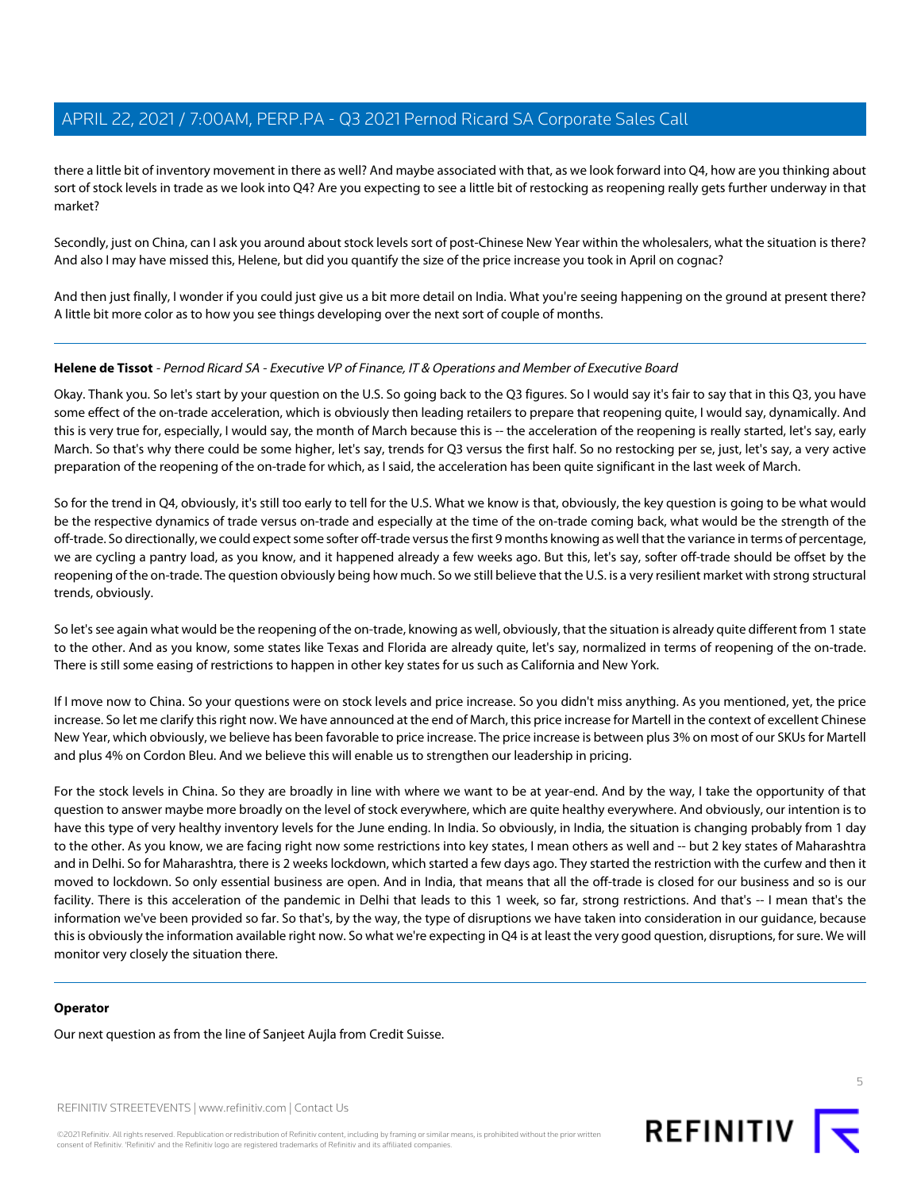there a little bit of inventory movement in there as well? And maybe associated with that, as we look forward into Q4, how are you thinking about sort of stock levels in trade as we look into Q4? Are you expecting to see a little bit of restocking as reopening really gets further underway in that market?

Secondly, just on China, can I ask you around about stock levels sort of post-Chinese New Year within the wholesalers, what the situation is there? And also I may have missed this, Helene, but did you quantify the size of the price increase you took in April on cognac?

And then just finally, I wonder if you could just give us a bit more detail on India. What you're seeing happening on the ground at present there? A little bit more color as to how you see things developing over the next sort of couple of months.

---

**Helene de Tissot** - *Pernod Ricard SA - Executive VP of Finance, IT & Operations and Member of Executive Board*

Okay. Thank you. So let's start by your question on the U.S. So going back to the Q3 figures. So I would say it's fair to say that in this Q3, you have some effect of the on-trade acceleration, which is obviously then leading retailers to prepare that reopening quite, I would say, dynamically. And this is very true for, especially, I would say, the month of March because this is -- the acceleration of the reopening is really started, let's say, early March. So that's why there could be some higher, let's say, trends for Q3 versus the first half. So no restocking per se, just, let's say, a very active preparation of the reopening of the on-trade for which, as I said, the acceleration has been quite significant in the last week of March.

So for the trend in Q4, obviously, it's still too early to tell for the U.S. What we know is that, obviously, the key question is going to be what would be the respective dynamics of trade versus on-trade and especially at the time of the on-trade coming back, what would be the strength of the off-trade. So directionally, we could expect some softer off-trade versus the first 9 months knowing as well that the variance in terms of percentage, we are cycling a pantry load, as you know, and it happened already a few weeks ago. But this, let's say, softer off-trade should be offset by the reopening of the on-trade. The question obviously being how much. So we still believe that the U.S. is a very resilient market with strong structural trends, obviously.

So let's see again what would be the reopening of the on-trade, knowing as well, obviously, that the situation is already quite different from 1 state to the other. And as you know, some states like Texas and Florida are already quite, let's say, normalized in terms of reopening of the on-trade. There is still some easing of restrictions to happen in other key states for us such as California and New York.

If I move now to China. So your questions were on stock levels and price increase. So you didn't miss anything. As you mentioned, yet, the price increase. So let me clarify this right now. We have announced at the end of March, this price increase for Martell in the context of excellent Chinese New Year, which obviously, we believe has been favorable to price increase. The price increase is between plus 3% on most of our SKUs for Martell and plus 4% on Cordon Bleu. And we believe this will enable us to strengthen our leadership in pricing.

For the stock levels in China. So they are broadly in line with where we want to be at year-end. And by the way, I take the opportunity of that question to answer maybe more broadly on the level of stock everywhere, which are quite healthy everywhere. And obviously, our intention is to have this type of very healthy inventory levels for the June ending. In India. So obviously, in India, the situation is changing probably from 1 day to the other. As you know, we are facing right now some restrictions into key states, I mean others as well and -- but 2 key states of Maharashtra and in Delhi. So for Maharashtra, there is 2 weeks lockdown, which started a few days ago. They started the restriction with the curfew and then it moved to lockdown. So only essential business are open. And in India, that means that all the off-trade is closed for our business and so is our facility. There is this acceleration of the pandemic in Delhi that leads to this 1 week, so far, strong restrictions. And that's -- I mean that's the information we've been provided so far. So that's, by the way, the type of disruptions we have taken into consideration in our guidance, because this is obviously the information available right now. So what we're expecting in Q4 is at least the very good question, disruptions, for sure. We will monitor very closely the situation there.

---

**Operator**

Our next question as from the line of Sanjeet Aujla from Credit Suisse.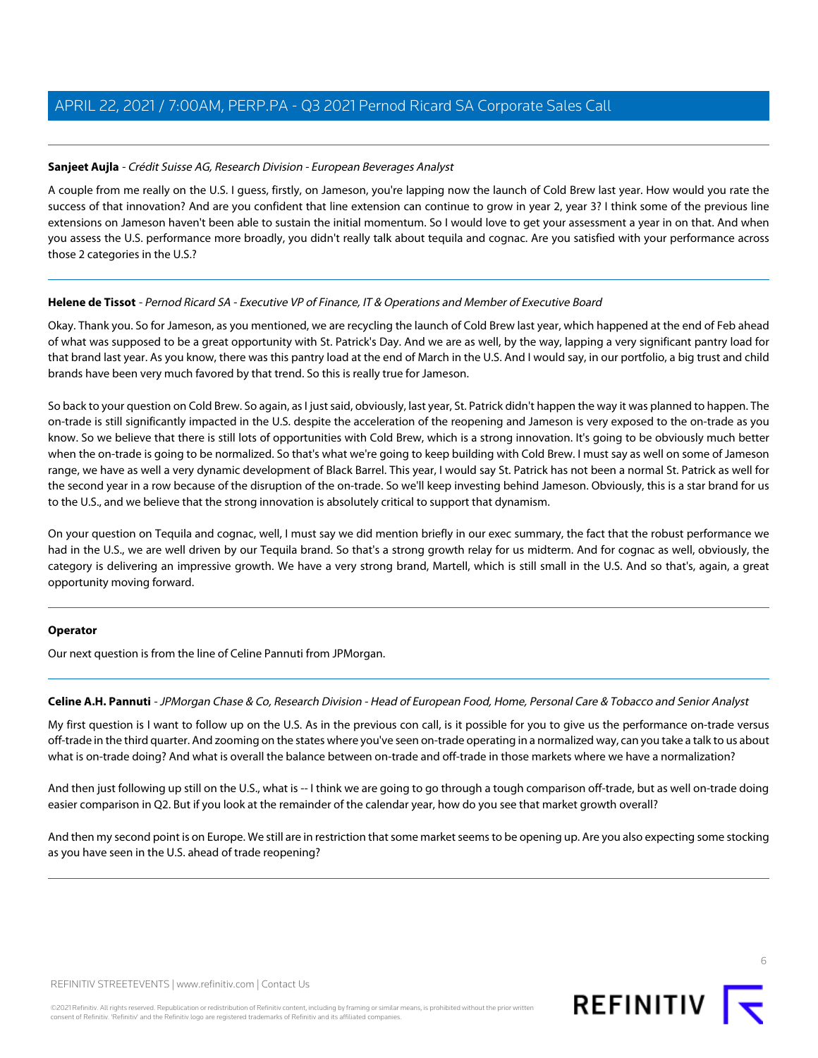**Sanjeet Aujla** - *Crédit Suisse AG, Research Division - European Beverages Analyst*

A couple from me really on the U.S. I guess, firstly, on Jameson, you're lapping now the launch of Cold Brew last year. How would you rate the success of that innovation? And are you confident that line extension can continue to grow in year 2, year 3? I think some of the previous line extensions on Jameson haven't been able to sustain the initial momentum. So I would love to get your assessment a year in on that. And when you assess the U.S. performance more broadly, you didn't really talk about tequila and cognac. Are you satisfied with your performance across those 2 categories in the U.S.?

---

**Helene de Tissot** - *Pernod Ricard SA - Executive VP of Finance, IT & Operations and Member of Executive Board*

Okay. Thank you. So for Jameson, as you mentioned, we are recycling the launch of Cold Brew last year, which happened at the end of Feb ahead of what was supposed to be a great opportunity with St. Patrick's Day. And we are as well, by the way, lapping a very significant pantry load for that brand last year. As you know, there was this pantry load at the end of March in the U.S. And I would say, in our portfolio, a big trust and child brands have been very much favored by that trend. So this is really true for Jameson.

So back to your question on Cold Brew. So again, as I just said, obviously, last year, St. Patrick didn't happen the way it was planned to happen. The on-trade is still significantly impacted in the U.S. despite the acceleration of the reopening and Jameson is very exposed to the on-trade as you know. So we believe that there is still lots of opportunities with Cold Brew, which is a strong innovation. It's going to be obviously much better when the on-trade is going to be normalized. So that's what we're going to keep building with Cold Brew. I must say as well on some of Jameson range, we have as well a very dynamic development of Black Barrel. This year, I would say St. Patrick has not been a normal St. Patrick as well for the second year in a row because of the disruption of the on-trade. So we'll keep investing behind Jameson. Obviously, this is a star brand for us to the U.S., and we believe that the strong innovation is absolutely critical to support that dynamism.

On your question on Tequila and cognac, well, I must say we did mention briefly in our exec summary, the fact that the robust performance we had in the U.S., we are well driven by our Tequila brand. So that's a strong growth relay for us midterm. And for cognac as well, obviously, the category is delivering an impressive growth. We have a very strong brand, Martell, which is still small in the U.S. And so that's, again, a great opportunity moving forward.

---

**Operator**

Our next question is from the line of Celine Pannuti from JPMorgan.

---

**Celine A.H. Pannuti** - *JPMorgan Chase & Co, Research Division - Head of European Food, Home, Personal Care & Tobacco and Senior Analyst*

My first question is I want to follow up on the U.S. As in the previous con call, is it possible for you to give us the performance on-trade versus off-trade in the third quarter. And zooming on the states where you've seen on-trade operating in a normalized way, can you take a talk to us about what is on-trade doing? And what is overall the balance between on-trade and off-trade in those markets where we have a normalization?

And then just following up still on the U.S., what is -- I think we are going to go through a tough comparison off-trade, but as well on-trade doing easier comparison in Q2. But if you look at the remainder of the calendar year, how do you see that market growth overall?

And then my second point is on Europe. We still are in restriction that some market seems to be opening up. Are you also expecting some stocking as you have seen in the U.S. ahead of trade reopening?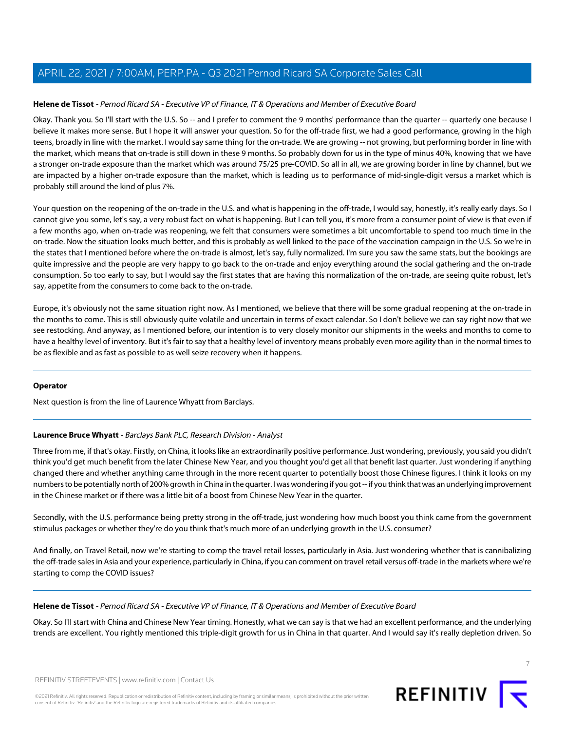**Helene de Tissot** - *Pernod Ricard SA - Executive VP of Finance, IT & Operations and Member of Executive Board*

Okay. Thank you. So I'll start with the U.S. So -- and I prefer to comment the 9 months' performance than the quarter -- quarterly one because I believe it makes more sense. But I hope it will answer your question. So for the off-trade first, we had a good performance, growing in the high teens, broadly in line with the market. I would say same thing for the on-trade. We are growing -- not growing, but performing border in line with the market, which means that on-trade is still down in these 9 months. So probably down for us in the type of minus 40%, knowing that we have a stronger on-trade exposure than the market which was around 75/25 pre-COVID. So all in all, we are growing border in line by channel, but we are impacted by a higher on-trade exposure than the market, which is leading us to performance of mid-single-digit versus a market which is probably still around the kind of plus 7%.

Your question on the reopening of the on-trade in the U.S. and what is happening in the off-trade, I would say, honestly, it's really early days. So I cannot give you some, let's say, a very robust fact on what is happening. But I can tell you, it's more from a consumer point of view is that even if a few months ago, when on-trade was reopening, we felt that consumers were sometimes a bit uncomfortable to spend too much time in the on-trade. Now the situation looks much better, and this is probably as well linked to the pace of the vaccination campaign in the U.S. So we're in the states that I mentioned before where the on-trade is almost, let's say, fully normalized. I'm sure you saw the same stats, but the bookings are quite impressive and the people are very happy to go back to the on-trade and enjoy everything around the social gathering and the on-trade consumption. So too early to say, but I would say the first states that are having this normalization of the on-trade, are seeing quite robust, let's say, appetite from the consumers to come back to the on-trade.

Europe, it's obviously not the same situation right now. As I mentioned, we believe that there will be some gradual reopening at the on-trade in the months to come. This is still obviously quite volatile and uncertain in terms of exact calendar. So I don't believe we can say right now that we see restocking. And anyway, as I mentioned before, our intention is to very closely monitor our shipments in the weeks and months to come to have a healthy level of inventory. But it's fair to say that a healthy level of inventory means probably even more agility than in the normal times to be as flexible and as fast as possible to as well seize recovery when it happens.

---

**Operator**

Next question is from the line of Laurence Whyatt from Barclays.

---

**Laurence Bruce Whyatt** - *Barclays Bank PLC, Research Division - Analyst*

Three from me, if that's okay. Firstly, on China, it looks like an extraordinarily positive performance. Just wondering, previously, you said you didn't think you'd get much benefit from the later Chinese New Year, and you thought you'd get all that benefit last quarter. Just wondering if anything changed there and whether anything came through in the more recent quarter to potentially boost those Chinese figures. I think it looks on my numbers to be potentially north of 200% growth in China in the quarter. I was wondering if you got -- if you think that was an underlying improvement in the Chinese market or if there was a little bit of a boost from Chinese New Year in the quarter.

Secondly, with the U.S. performance being pretty strong in the off-trade, just wondering how much boost you think came from the government stimulus packages or whether they're do you think that's much more of an underlying growth in the U.S. consumer?

And finally, on Travel Retail, now we're starting to comp the travel retail losses, particularly in Asia. Just wondering whether that is cannibalizing the off-trade sales in Asia and your experience, particularly in China, if you can comment on travel retail versus off-trade in the markets where we're starting to comp the COVID issues?

---

**Helene de Tissot** - *Pernod Ricard SA - Executive VP of Finance, IT & Operations and Member of Executive Board*

Okay. So I'll start with China and Chinese New Year timing. Honestly, what we can say is that we had an excellent performance, and the underlying trends are excellent. You rightly mentioned this triple-digit growth for us in China in that quarter. And I would say it's really depletion driven. So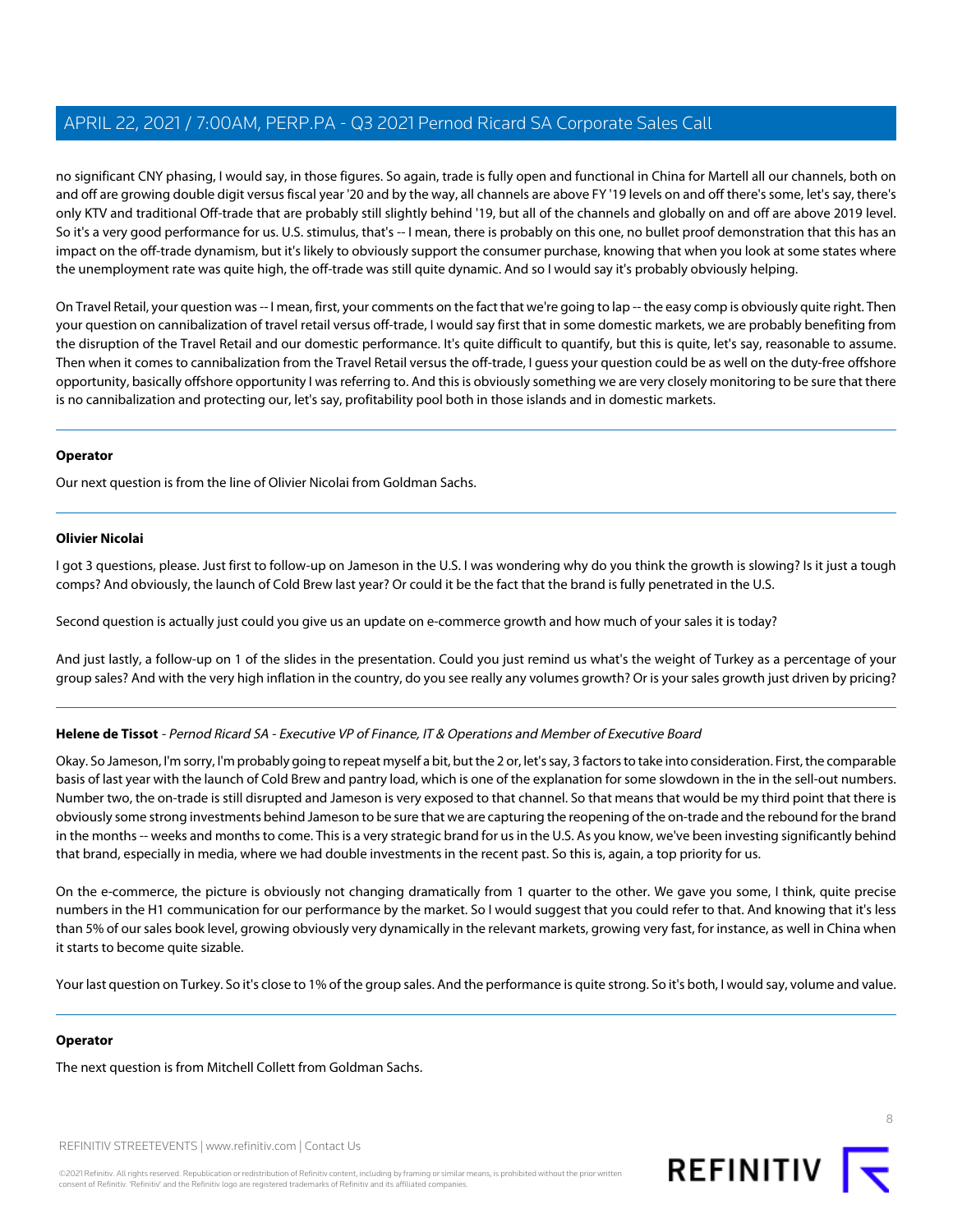no significant CNY phasing, I would say, in those figures. So again, trade is fully open and functional in China for Martell all our channels, both on and off are growing double digit versus fiscal year '20 and by the way, all channels are above FY '19 levels on and off there's some, let's say, there's only KTV and traditional Off-trade that are probably still slightly behind '19, but all of the channels and globally on and off are above 2019 level. So it's a very good performance for us. U.S. stimulus, that's -- I mean, there is probably on this one, no bullet proof demonstration that this has an impact on the off-trade dynamism, but it's likely to obviously support the consumer purchase, knowing that when you look at some states where the unemployment rate was quite high, the off-trade was still quite dynamic. And so I would say it's probably obviously helping.

On Travel Retail, your question was -- I mean, first, your comments on the fact that we're going to lap -- the easy comp is obviously quite right. Then your question on cannibalization of travel retail versus off-trade, I would say first that in some domestic markets, we are probably benefiting from the disruption of the Travel Retail and our domestic performance. It's quite difficult to quantify, but this is quite, let's say, reasonable to assume. Then when it comes to cannibalization from the Travel Retail versus the off-trade, I guess your question could be as well on the duty-free offshore opportunity, basically offshore opportunity I was referring to. And this is obviously something we are very closely monitoring to be sure that there is no cannibalization and protecting our, let's say, profitability pool both in those islands and in domestic markets.

---

**Operator**

Our next question is from the line of Olivier Nicolai from Goldman Sachs.

---

**Olivier Nicolai**

I got 3 questions, please. Just first to follow-up on Jameson in the U.S. I was wondering why do you think the growth is slowing? Is it just a tough comps? And obviously, the launch of Cold Brew last year? Or could it be the fact that the brand is fully penetrated in the U.S.

Second question is actually just could you give us an update on e-commerce growth and how much of your sales it is today?

And just lastly, a follow-up on 1 of the slides in the presentation. Could you just remind us what's the weight of Turkey as a percentage of your group sales? And with the very high inflation in the country, do you see really any volumes growth? Or is your sales growth just driven by pricing?

---

**Helene de Tissot** - *Pernod Ricard SA - Executive VP of Finance, IT & Operations and Member of Executive Board*

Okay. So Jameson, I'm sorry, I'm probably going to repeat myself a bit, but the 2 or, let's say, 3 factors to take into consideration. First, the comparable basis of last year with the launch of Cold Brew and pantry load, which is one of the explanation for some slowdown in the in the sell-out numbers. Number two, the on-trade is still disrupted and Jameson is very exposed to that channel. So that means that would be my third point that there is obviously some strong investments behind Jameson to be sure that we are capturing the reopening of the on-trade and the rebound for the brand in the months -- weeks and months to come. This is a very strategic brand for us in the U.S. As you know, we've been investing significantly behind that brand, especially in media, where we had double investments in the recent past. So this is, again, a top priority for us.

On the e-commerce, the picture is obviously not changing dramatically from 1 quarter to the other. We gave you some, I think, quite precise numbers in the H1 communication for our performance by the market. So I would suggest that you could refer to that. And knowing that it's less than 5% of our sales book level, growing obviously very dynamically in the relevant markets, growing very fast, for instance, as well in China when it starts to become quite sizable.

Your last question on Turkey. So it's close to 1% of the group sales. And the performance is quite strong. So it's both, I would say, volume and value.

---

**Operator**

The next question is from Mitchell Collett from Goldman Sachs.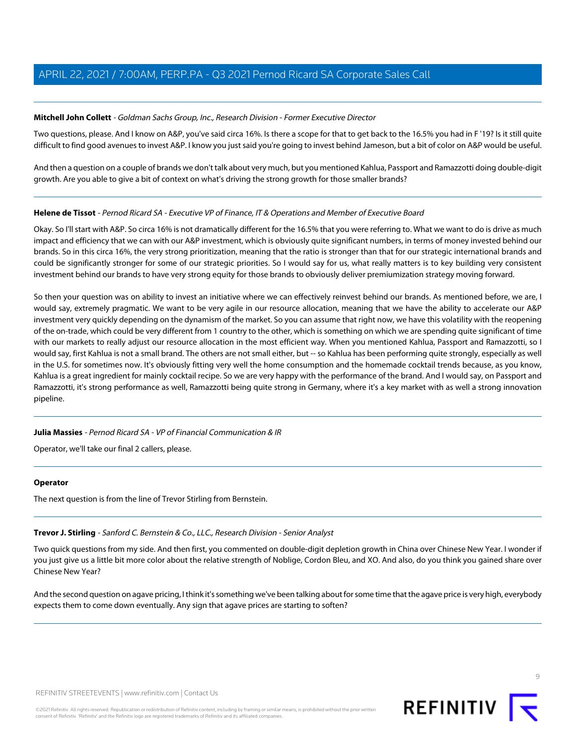**Mitchell John Collett** - *Goldman Sachs Group, Inc., Research Division - Former Executive Director*

Two questions, please. And I know on A&P, you've said circa 16%. Is there a scope for that to get back to the 16.5% you had in F '19? Is it still quite difficult to find good avenues to invest A&P. I know you just said you're going to invest behind Jameson, but a bit of color on A&P would be useful.

And then a question on a couple of brands we don't talk about very much, but you mentioned Kahlua, Passport and Ramazzotti doing double-digit growth. Are you able to give a bit of context on what's driving the strong growth for those smaller brands?

---

**Helene de Tissot** - *Pernod Ricard SA - Executive VP of Finance, IT & Operations and Member of Executive Board*

Okay. So I'll start with A&P. So circa 16% is not dramatically different for the 16.5% that you were referring to. What we want to do is drive as much impact and efficiency that we can with our A&P investment, which is obviously quite significant numbers, in terms of money invested behind our brands. So in this circa 16%, the very strong prioritization, meaning that the ratio is stronger than that for our strategic international brands and could be significantly stronger for some of our strategic priorities. So I would say for us, what really matters is to key building very consistent investment behind our brands to have very strong equity for those brands to obviously deliver premiumization strategy moving forward.

So then your question was on ability to invest an initiative where we can effectively reinvest behind our brands. As mentioned before, we are, I would say, extremely pragmatic. We want to be very agile in our resource allocation, meaning that we have the ability to accelerate our A&P investment very quickly depending on the dynamism of the market. So you can assume that right now, we have this volatility with the reopening of the on-trade, which could be very different from 1 country to the other, which is something on which we are spending quite significant of time with our markets to really adjust our resource allocation in the most efficient way. When you mentioned Kahlua, Passport and Ramazzotti, so I would say, first Kahlua is not a small brand. The others are not small either, but -- so Kahlua has been performing quite strongly, especially as well in the U.S. for sometimes now. It's obviously fitting very well the home consumption and the homemade cocktail trends because, as you know, Kahlua is a great ingredient for mainly cocktail recipe. So we are very happy with the performance of the brand. And I would say, on Passport and Ramazzotti, it's strong performance as well, Ramazzotti being quite strong in Germany, where it's a key market with as well a strong innovation pipeline.

---

**Julia Massies** - *Pernod Ricard SA - VP of Financial Communication & IR*

Operator, we'll take our final 2 callers, please.

---

**Operator**

The next question is from the line of Trevor Stirling from Bernstein.

---

**Trevor J. Stirling** - *Sanford C. Bernstein & Co., LLC., Research Division - Senior Analyst*

Two quick questions from my side. And then first, you commented on double-digit depletion growth in China over Chinese New Year. I wonder if you just give us a little bit more color about the relative strength of Noblige, Cordon Bleu, and XO. And also, do you think you gained share over Chinese New Year?

And the second question on agave pricing, I think it's something we've been talking about for some time that the agave price is very high, everybody expects them to come down eventually. Any sign that agave prices are starting to soften?

---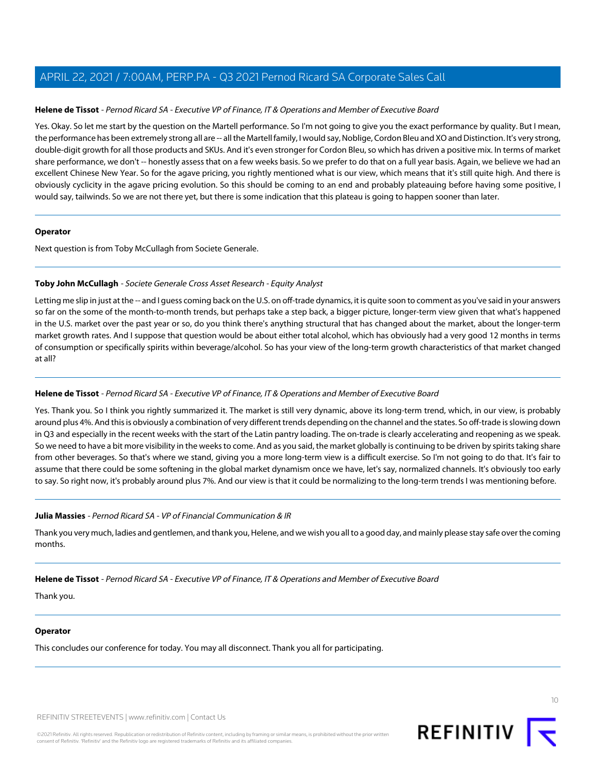**Helene de Tissot** - *Pernod Ricard SA - Executive VP of Finance, IT & Operations and Member of Executive Board*

Yes. Okay. So let me start by the question on the Martell performance. So I'm not going to give you the exact performance by quality. But I mean, the performance has been extremely strong all are -- all the Martell family, I would say, Noblige, Cordon Bleu and XO and Distinction. It's very strong, double-digit growth for all those products and SKUs. And it's even stronger for Cordon Bleu, so which has driven a positive mix. In terms of market share performance, we don't -- honestly assess that on a few weeks basis. So we prefer to do that on a full year basis. Again, we believe we had an excellent Chinese New Year. So for the agave pricing, you rightly mentioned what is our view, which means that it's still quite high. And there is obviously cyclicity in the agave pricing evolution. So this should be coming to an end and probably plateauing before having some positive, I would say, tailwinds. So we are not there yet, but there is some indication that this plateau is going to happen sooner than later.

---

**Operator**

Next question is from Toby McCullagh from Societe Generale.

---

**Toby John McCullagh** - *Societe Generale Cross Asset Research - Equity Analyst*

Letting me slip in just at the -- and I guess coming back on the U.S. on off-trade dynamics, it is quite soon to comment as you've said in your answers so far on the some of the month-to-month trends, but perhaps take a step back, a bigger picture, longer-term view given that what's happened in the U.S. market over the past year or so, do you think there's anything structural that has changed about the market, about the longer-term market growth rates. And I suppose that question would be about either total alcohol, which has obviously had a very good 12 months in terms of consumption or specifically spirits within beverage/alcohol. So has your view of the long-term growth characteristics of that market changed at all?

---

**Helene de Tissot** - *Pernod Ricard SA - Executive VP of Finance, IT & Operations and Member of Executive Board*

Yes. Thank you. So I think you rightly summarized it. The market is still very dynamic, above its long-term trend, which, in our view, is probably around plus 4%. And this is obviously a combination of very different trends depending on the channel and the states. So off-trade is slowing down in Q3 and especially in the recent weeks with the start of the Latin pantry loading. The on-trade is clearly accelerating and reopening as we speak. So we need to have a bit more visibility in the weeks to come. And as you said, the market globally is continuing to be driven by spirits taking share from other beverages. So that's where we stand, giving you a more long-term view is a difficult exercise. So I'm not going to do that. It's fair to assume that there could be some softening in the global market dynamism once we have, let's say, normalized channels. It's obviously too early to say. So right now, it's probably around plus 7%. And our view is that it could be normalizing to the long-term trends I was mentioning before.

---

**Julia Massies** - *Pernod Ricard SA - VP of Financial Communication & IR*

Thank you very much, ladies and gentlemen, and thank you, Helene, and we wish you all to a good day, and mainly please stay safe over the coming months.

---

**Helene de Tissot** - *Pernod Ricard SA - Executive VP of Finance, IT & Operations and Member of Executive Board*

Thank you.

---

**Operator**

This concludes our conference for today. You may all disconnect. Thank you all for participating.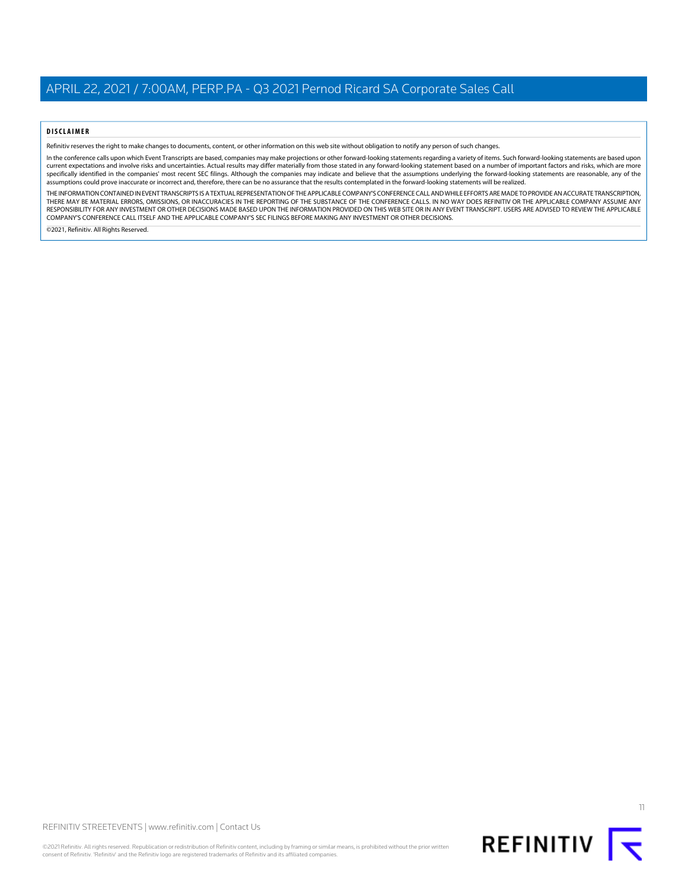## DISCLAIMER

Refinitiv reserves the right to make changes to documents, content, or other information on this web site without obligation to notify any person of such changes.

In the conference calls upon which Event Transcripts are based, companies may make projections or other forward-looking statements regarding a variety of items. Such forward-looking statements are based upon current expectations and involve risks and uncertainties. Actual results may differ materially from those stated in any forward-looking statement based on a number of important factors and risks, which are more specifically identified in the companies' most recent SEC filings. Although the companies may indicate and believe that the assumptions underlying the forward-looking statements are reasonable, any of the assumptions could prove inaccurate or incorrect and, therefore, there can be no assurance that the results contemplated in the forward-looking statements will be realized.

THE INFORMATION CONTAINED IN EVENT TRANSCRIPTS IS A TEXTUAL REPRESENTATION OF THE APPLICABLE COMPANY'S CONFERENCE CALL AND WHILE EFFORTS ARE MADE TO PROVIDE AN ACCURATE TRANSCRIPTION, THERE MAY BE MATERIAL ERRORS, OMISSIONS, OR INACCURACIES IN THE REPORTING OF THE SUBSTANCE OF THE CONFERENCE CALLS. IN NO WAY DOES REFINITIV OR THE APPLICABLE COMPANY ASSUME ANY RESPONSIBILITY FOR ANY INVESTMENT OR OTHER DECISIONS MADE BASED UPON THE INFORMATION PROVIDED ON THIS WEB SITE OR IN ANY EVENT TRANSCRIPT. USERS ARE ADVISED TO REVIEW THE APPLICABLE COMPANY'S CONFERENCE CALL ITSELF AND THE APPLICABLE COMPANY'S SEC FILINGS BEFORE MAKING ANY INVESTMENT OR OTHER DECISIONS.

©2021, Refinitiv. All Rights Reserved.